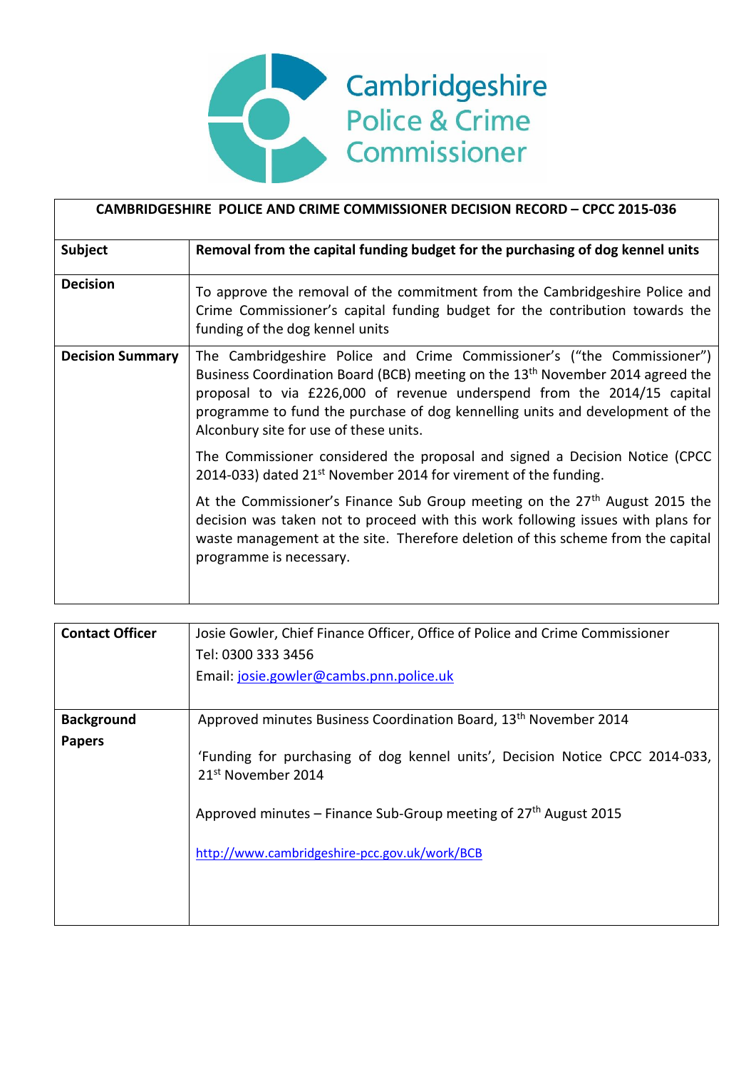Cambridgeshire Police & Crime Commissioner

| CAMBRIDGESHIRE POLICE AND CRIME COMMISSIONER DECISION RECORD – CPCC 2015-036 | |
|---|---|
| **Subject** | **Removal from the capital funding budget for the purchasing of dog kennel units** |
| **Decision** | To approve the removal of the commitment from the Cambridgeshire Police and Crime Commissioner's capital funding budget for the contribution towards the funding of the dog kennel units |
| **Decision Summary** | The Cambridgeshire Police and Crime Commissioner's ("the Commissioner") Business Coordination Board (BCB) meeting on the 13th November 2014 agreed the proposal to via £226,000 of revenue underspend from the 2014/15 capital programme to fund the purchase of dog kennelling units and development of the Alconbury site for use of these units.<br><br>The Commissioner considered the proposal and signed a Decision Notice (CPCC 2014-033) dated 21st November 2014 for virement of the funding.<br><br>At the Commissioner's Finance Sub Group meeting on the 27th August 2015 the decision was taken not to proceed with this work following issues with plans for waste management at the site. Therefore deletion of this scheme from the capital programme is necessary. |

| **Contact Officer** | Josie Gowler, Chief Finance Officer, Office of Police and Crime Commissioner<br>Tel: 0300 333 3456<br>Email: josie.gowler@cambs.pnn.police.uk |
|---|---|
| **Background Papers** | Approved minutes Business Coordination Board, 13th November 2014<br><br>'Funding for purchasing of dog kennel units', Decision Notice CPCC 2014-033, 21st November 2014<br><br>Approved minutes – Finance Sub-Group meeting of 27th August 2015<br><br>http://www.cambridgeshire-pcc.gov.uk/work/BCB |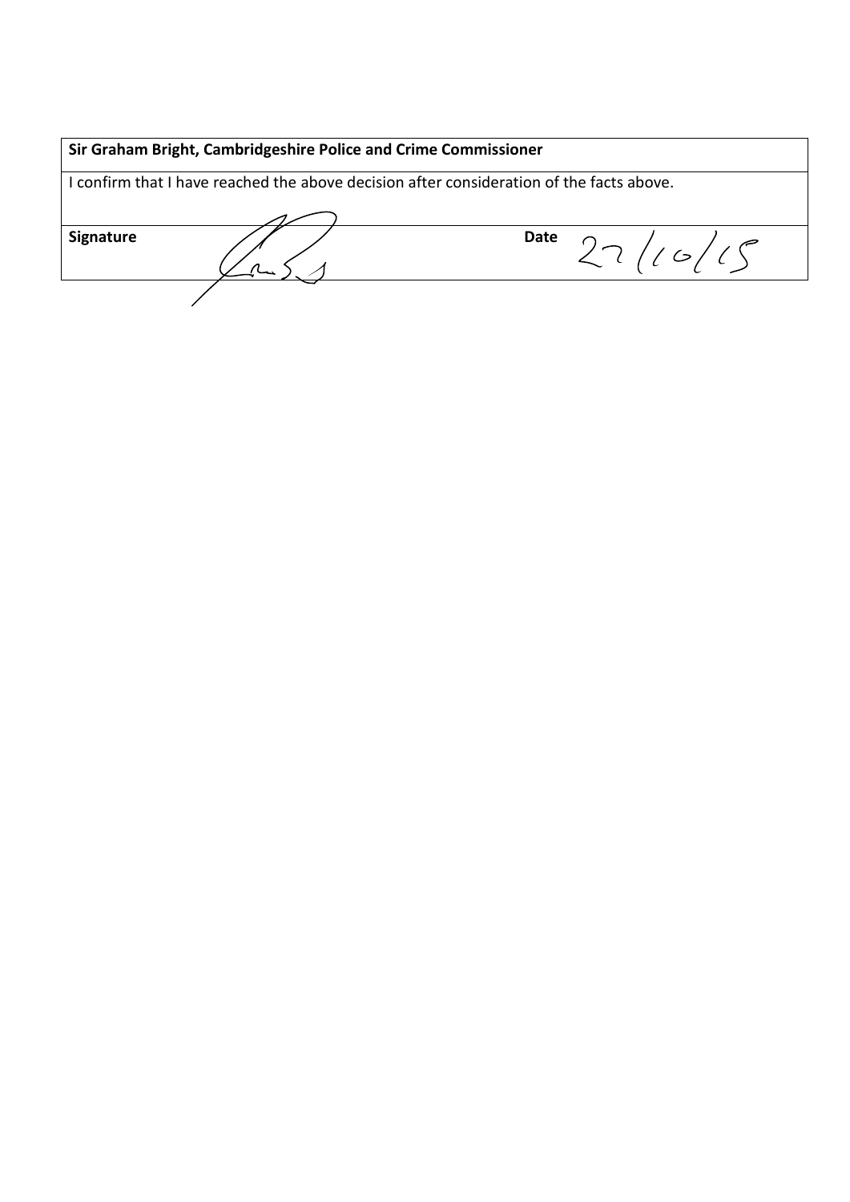| **Sir Graham Bright, Cambridgeshire Police and Crime Commissioner** | |
|---|---|
| I confirm that I have reached the above decision after consideration of the facts above. | |
| **Signature** | **Date** 27/10/15 |